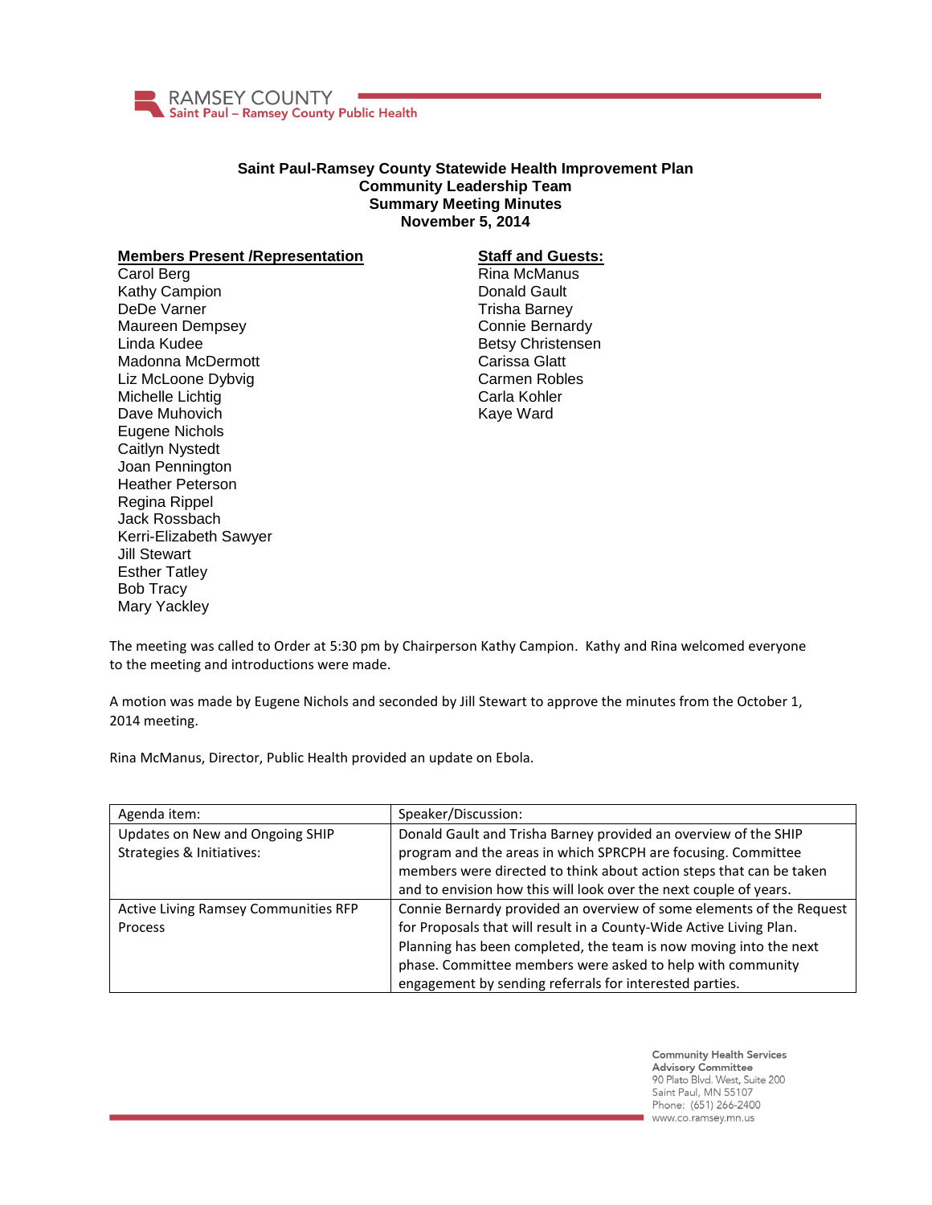RAMSEY COUNTY
Saint Paul – Ramsey County Public Health

# Saint Paul-Ramsey County Statewide Health Improvement Plan
## Community Leadership Team
## Summary Meeting Minutes
## November 5, 2014

**Members Present /Representation**

Carol Berg
Kathy Campion
DeDe Varner
Maureen Dempsey
Linda Kudee
Madonna McDermott
Liz McLoone Dybvig
Michelle Lichtig
Dave Muhovich
Eugene Nichols
Caitlyn Nystedt
Joan Pennington
Heather Peterson
Regina Rippel
Jack Rossbach
Kerri-Elizabeth Sawyer
Jill Stewart
Esther Tatley
Bob Tracy
Mary Yackley

**Staff and Guests:**

Rina McManus
Donald Gault
Trisha Barney
Connie Bernardy
Betsy Christensen
Carissa Glatt
Carmen Robles
Carla Kohler
Kaye Ward

The meeting was called to Order at 5:30 pm by Chairperson Kathy Campion. Kathy and Rina welcomed everyone to the meeting and introductions were made.

A motion was made by Eugene Nichols and seconded by Jill Stewart to approve the minutes from the October 1, 2014 meeting.

Rina McManus, Director, Public Health provided an update on Ebola.

| Agenda item: | Speaker/Discussion: |
|---|---|
| Updates on New and Ongoing SHIP Strategies & Initiatives: | Donald Gault and Trisha Barney provided an overview of the SHIP program and the areas in which SPRCPH are focusing. Committee members were directed to think about action steps that can be taken and to envision how this will look over the next couple of years. |
| Active Living Ramsey Communities RFP Process | Connie Bernardy provided an overview of some elements of the Request for Proposals that will result in a County-Wide Active Living Plan. Planning has been completed, the team is now moving into the next phase. Committee members were asked to help with community engagement by sending referrals for interested parties. |

Community Health Services Advisory Committee
90 Plato Blvd. West, Suite 200
Saint Paul, MN 55107
Phone: (651) 266-2400
www.co.ramsey.mn.us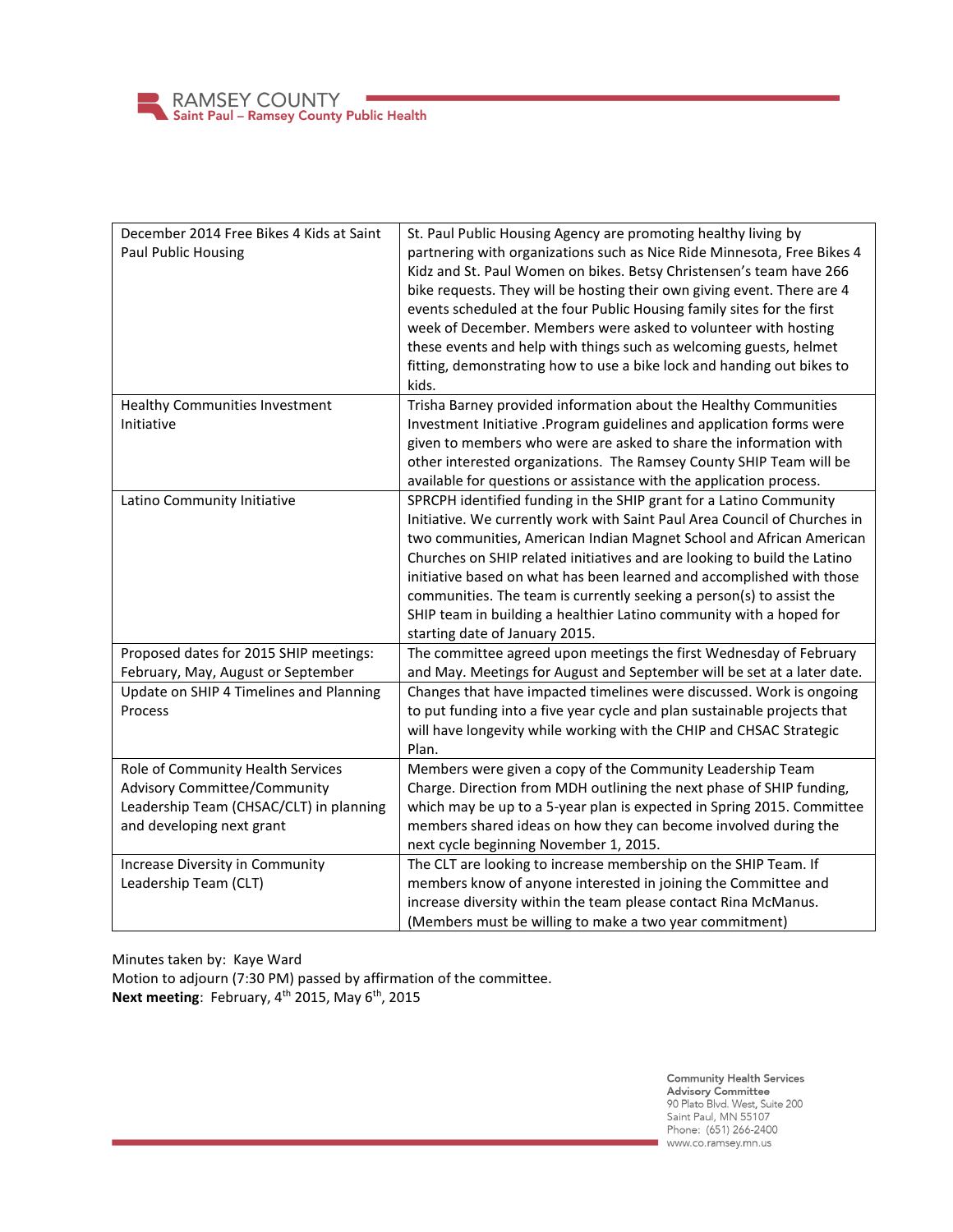| | |
|---|---|
| December 2014 Free Bikes 4 Kids at Saint Paul Public Housing | St. Paul Public Housing Agency are promoting healthy living by partnering with organizations such as Nice Ride Minnesota, Free Bikes 4 Kidz and St. Paul Women on bikes. Betsy Christensen's team have 266 bike requests. They will be hosting their own giving event. There are 4 events scheduled at the four Public Housing family sites for the first week of December. Members were asked to volunteer with hosting these events and help with things such as welcoming guests, helmet fitting, demonstrating how to use a bike lock and handing out bikes to kids. |
| Healthy Communities Investment Initiative | Trisha Barney provided information about the Healthy Communities Investment Initiative .Program guidelines and application forms were given to members who were are asked to share the information with other interested organizations. The Ramsey County SHIP Team will be available for questions or assistance with the application process. |
| Latino Community Initiative | SPRCPH identified funding in the SHIP grant for a Latino Community Initiative. We currently work with Saint Paul Area Council of Churches in two communities, American Indian Magnet School and African American Churches on SHIP related initiatives and are looking to build the Latino initiative based on what has been learned and accomplished with those communities. The team is currently seeking a person(s) to assist the SHIP team in building a healthier Latino community with a hoped for starting date of January 2015. |
| Proposed dates for 2015 SHIP meetings: February, May, August or September | The committee agreed upon meetings the first Wednesday of February and May. Meetings for August and September will be set at a later date. |
| Update on SHIP 4 Timelines and Planning Process | Changes that have impacted timelines were discussed. Work is ongoing to put funding into a five year cycle and plan sustainable projects that will have longevity while working with the CHIP and CHSAC Strategic Plan. |
| Role of Community Health Services Advisory Committee/Community Leadership Team (CHSAC/CLT) in planning and developing next grant | Members were given a copy of the Community Leadership Team Charge. Direction from MDH outlining the next phase of SHIP funding, which may be up to a 5-year plan is expected in Spring 2015. Committee members shared ideas on how they can become involved during the next cycle beginning November 1, 2015. |
| Increase Diversity in Community Leadership Team (CLT) | The CLT are looking to increase membership on the SHIP Team. If members know of anyone interested in joining the Committee and increase diversity within the team please contact Rina McManus. (Members must be willing to make a two year commitment) |

Minutes taken by: Kaye Ward

Motion to adjourn (7:30 PM) passed by affirmation of the committee.

**Next meeting**: February, 4th 2015, May 6th, 2015

Community Health Services Advisory Committee
90 Plato Blvd. West, Suite 200
Saint Paul, MN 55107
Phone: (651) 266-2400
www.co.ramsey.mn.us